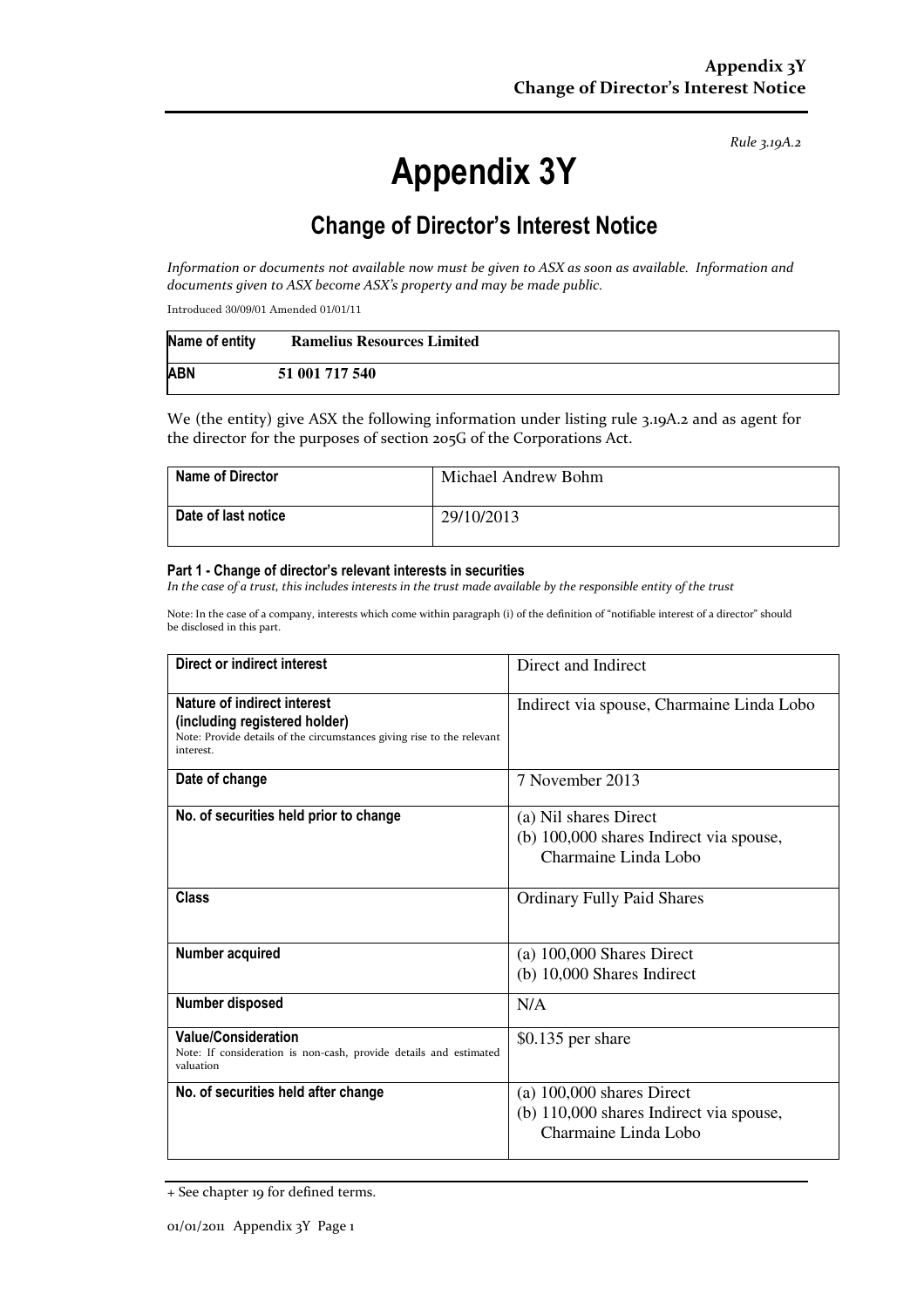*Rule 3.19A.2*

# Appendix 3Y

## Change of Director's Interest Notice

*Information or documents not available now must be given to ASX as soon as available. Information and documents given to ASX become ASX's property and may be made public.*

Introduced 30/09/01 Amended 01/01/11

| Name of entity | Ramelius Resources Limited |
|---|---|
| ABN | 51 001 717 540 |

We (the entity) give ASX the following information under listing rule 3.19A.2 and as agent for the director for the purposes of section 205G of the Corporations Act.

| Name of Director | Michael Andrew Bohm |
|---|---|
| Date of last notice | 29/10/2013 |

#### Part 1 - Change of director's relevant interests in securities

*In the case of a trust, this includes interests in the trust made available by the responsible entity of the trust*

Note: In the case of a company, interests which come within paragraph (i) of the definition of "notifiable interest of a director" should be disclosed in this part.

| | |
|---|---|
| **Direct or indirect interest** | Direct and Indirect |
| **Nature of indirect interest (including registered holder)**<br>Note: Provide details of the circumstances giving rise to the relevant interest. | Indirect via spouse, Charmaine Linda Lobo |
| **Date of change** | 7 November 2013 |
| **No. of securities held prior to change** | (a) Nil shares Direct<br>(b) 100,000 shares Indirect via spouse, Charmaine Linda Lobo |
| **Class** | Ordinary Fully Paid Shares |
| **Number acquired** | (a) 100,000 Shares Direct<br>(b) 10,000 Shares Indirect |
| **Number disposed** | N/A |
| **Value/Consideration**<br>Note: If consideration is non-cash, provide details and estimated valuation | $0.135 per share |
| **No. of securities held after change** | (a) 100,000 shares Direct<br>(b) 110,000 shares Indirect via spouse, Charmaine Linda Lobo |

+ See chapter 19 for defined terms.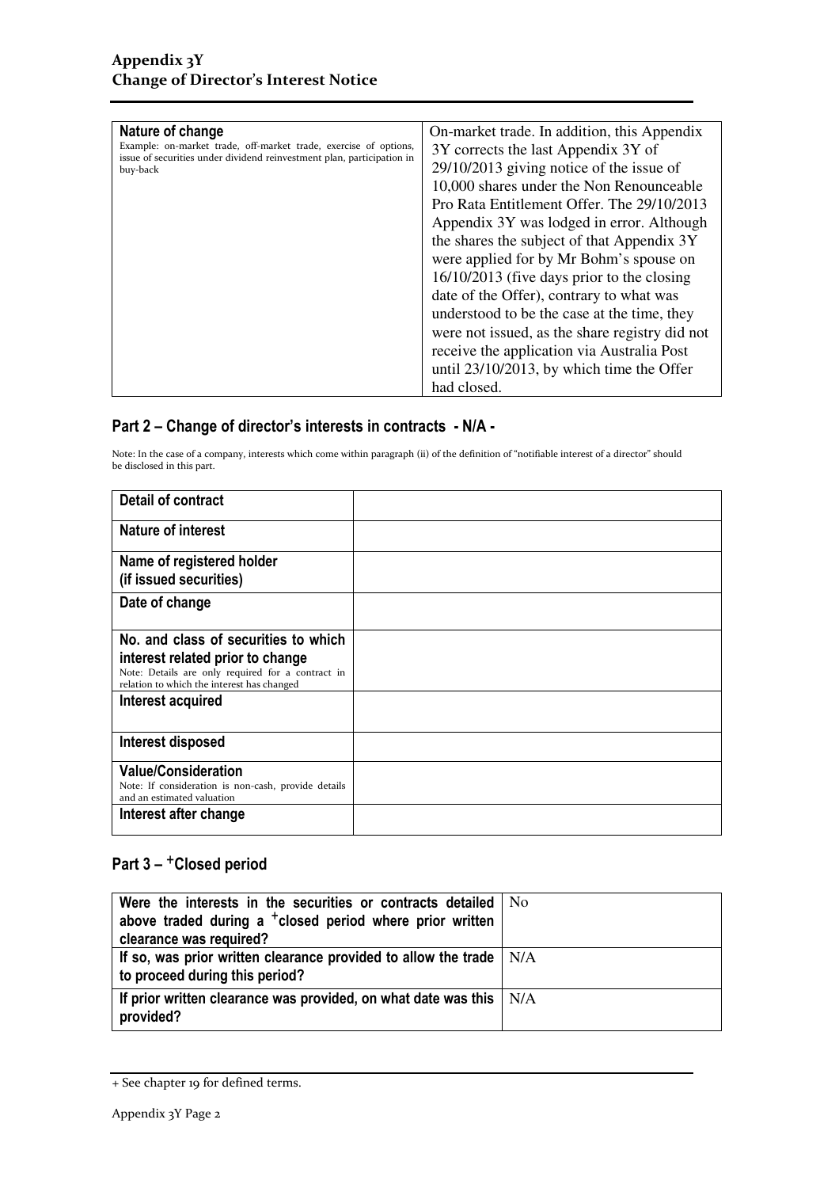| | |
|---|---|
| **Nature of change**<br>Example: on-market trade, off-market trade, exercise of options, issue of securities under dividend reinvestment plan, participation in buy-back | On-market trade. In addition, this Appendix 3Y corrects the last Appendix 3Y of 29/10/2013 giving notice of the issue of 10,000 shares under the Non Renounceable Pro Rata Entitlement Offer. The 29/10/2013 Appendix 3Y was lodged in error. Although the shares the subject of that Appendix 3Y were applied for by Mr Bohm's spouse on 16/10/2013 (five days prior to the closing date of the Offer), contrary to what was understood to be the case at the time, they were not issued, as the share registry did not receive the application via Australia Post until 23/10/2013, by which time the Offer had closed. |

## Part 2 – Change of director's interests in contracts - N/A -

Note: In the case of a company, interests which come within paragraph (ii) of the definition of "notifiable interest of a director" should be disclosed in this part.

| | |
|---|---|
| **Detail of contract** | |
| **Nature of interest** | |
| **Name of registered holder (if issued securities)** | |
| **Date of change** | |
| **No. and class of securities to which interest related prior to change**<br>Note: Details are only required for a contract in relation to which the interest has changed | |
| **Interest acquired** | |
| **Interest disposed** | |
| **Value/Consideration**<br>Note: If consideration is non-cash, provide details and an estimated valuation | |
| **Interest after change** | |

## Part 3 – +Closed period

| | |
|---|---|
| **Were the interests in the securities or contracts detailed above traded during a +closed period where prior written clearance was required?** | No |
| **If so, was prior written clearance provided to allow the trade to proceed during this period?** | N/A |
| **If prior written clearance was provided, on what date was this provided?** | N/A |

+ See chapter 19 for defined terms.